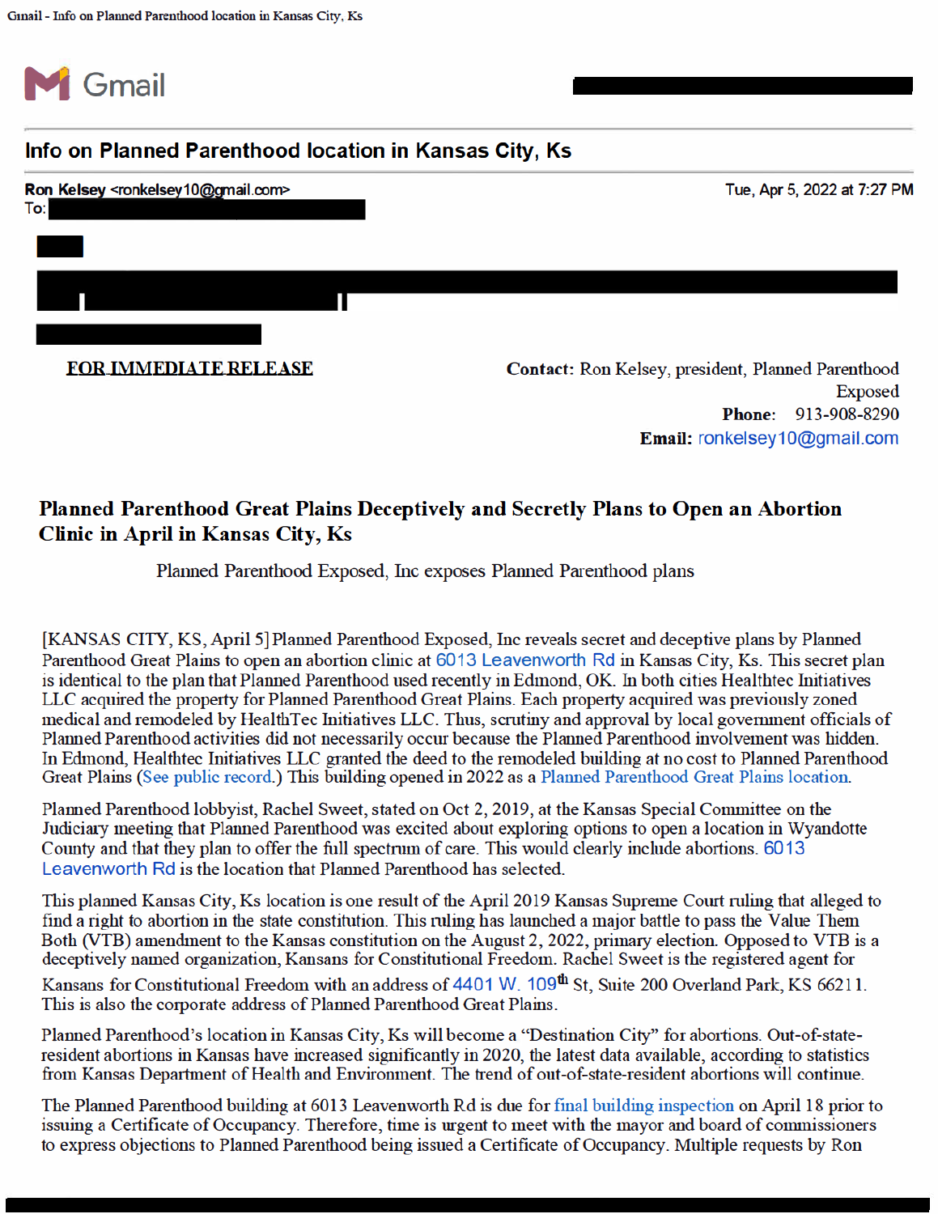Gmail - Info on Planned Parenthood location in Kansas City, Ks

Gmail

# Info on Planned Parenthood location in Kansas City, Ks

**Ron Kelsey** <ronkelsey10@gmail.com> Tue, Apr 5, 2022 at 7:27 PM
To:

**FOR IMMEDIATE RELEASE**

**Contact:** Ron Kelsey, president, Planned Parenthood Exposed
**Phone:** 913-908-8290
**Email:** ronkelsey10@gmail.com

## Planned Parenthood Great Plains Deceptively and Secretly Plans to Open an Abortion Clinic in April in Kansas City, Ks

Planned Parenthood Exposed, Inc exposes Planned Parenthood plans

[KANSAS CITY, KS, April 5] Planned Parenthood Exposed, Inc reveals secret and deceptive plans by Planned Parenthood Great Plains to open an abortion clinic at 6013 Leavenworth Rd in Kansas City, Ks. This secret plan is identical to the plan that Planned Parenthood used recently in Edmond, OK. In both cities Healthtec Initiatives LLC acquired the property for Planned Parenthood Great Plains. Each property acquired was previously zoned medical and remodeled by HealthTec Initiatives LLC. Thus, scrutiny and approval by local government officials of Planned Parenthood activities did not necessarily occur because the Planned Parenthood involvement was hidden. In Edmond, Healthtec Initiatives LLC granted the deed to the remodeled building at no cost to Planned Parenthood Great Plains (See public record.) This building opened in 2022 as a Planned Parenthood Great Plains location.

Planned Parenthood lobbyist, Rachel Sweet, stated on Oct 2, 2019, at the Kansas Special Committee on the Judiciary meeting that Planned Parenthood was excited about exploring options to open a location in Wyandotte County and that they plan to offer the full spectrum of care. This would clearly include abortions. 6013 Leavenworth Rd is the location that Planned Parenthood has selected.

This planned Kansas City, Ks location is one result of the April 2019 Kansas Supreme Court ruling that alleged to find a right to abortion in the state constitution. This ruling has launched a major battle to pass the Value Them Both (VTB) amendment to the Kansas constitution on the August 2, 2022, primary election. Opposed to VTB is a deceptively named organization, Kansans for Constitutional Freedom. Rachel Sweet is the registered agent for Kansans for Constitutional Freedom with an address of 4401 W. 109th St, Suite 200 Overland Park, KS 66211. This is also the corporate address of Planned Parenthood Great Plains.

Planned Parenthood's location in Kansas City, Ks will become a "Destination City" for abortions. Out-of-state-resident abortions in Kansas have increased significantly in 2020, the latest data available, according to statistics from Kansas Department of Health and Environment. The trend of out-of-state-resident abortions will continue.

The Planned Parenthood building at 6013 Leavenworth Rd is due for final building inspection on April 18 prior to issuing a Certificate of Occupancy. Therefore, time is urgent to meet with the mayor and board of commissioners to express objections to Planned Parenthood being issued a Certificate of Occupancy. Multiple requests by Ron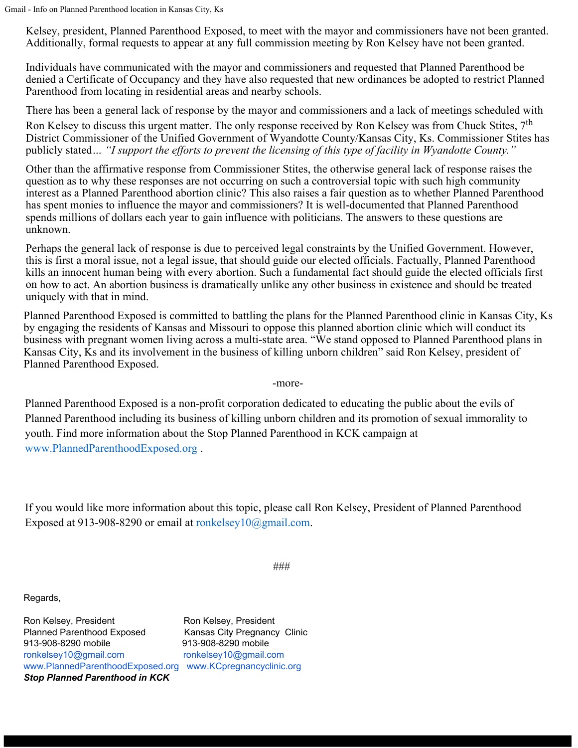Kelsey, president, Planned Parenthood Exposed, to meet with the mayor and commissioners have not been granted. Additionally, formal requests to appear at any full commission meeting by Ron Kelsey have not been granted.

Individuals have communicated with the mayor and commissioners and requested that Planned Parenthood be denied a Certificate of Occupancy and they have also requested that new ordinances be adopted to restrict Planned Parenthood from locating in residential areas and nearby schools.

There has been a general lack of response by the mayor and commissioners and a lack of meetings scheduled with Ron Kelsey to discuss this urgent matter. The only response received by Ron Kelsey was from Chuck Stites, 7th District Commissioner of the Unified Government of Wyandotte County/Kansas City, Ks. Commissioner Stites has publicly stated… *"I support the efforts to prevent the licensing of this type of facility in Wyandotte County."*

Other than the affirmative response from Commissioner Stites, the otherwise general lack of response raises the question as to why these responses are not occurring on such a controversial topic with such high community interest as a Planned Parenthood abortion clinic? This also raises a fair question as to whether Planned Parenthood has spent monies to influence the mayor and commissioners? It is well-documented that Planned Parenthood spends millions of dollars each year to gain influence with politicians. The answers to these questions are unknown.

Perhaps the general lack of response is due to perceived legal constraints by the Unified Government. However, this is first a moral issue, not a legal issue, that should guide our elected officials. Factually, Planned Parenthood kills an innocent human being with every abortion. Such a fundamental fact should guide the elected officials first on how to act. An abortion business is dramatically unlike any other business in existence and should be treated uniquely with that in mind.

Planned Parenthood Exposed is committed to battling the plans for the Planned Parenthood clinic in Kansas City, Ks by engaging the residents of Kansas and Missouri to oppose this planned abortion clinic which will conduct its business with pregnant women living across a multi-state area. "We stand opposed to Planned Parenthood plans in Kansas City, Ks and its involvement in the business of killing unborn children" said Ron Kelsey, president of Planned Parenthood Exposed.

-more-

Planned Parenthood Exposed is a non-profit corporation dedicated to educating the public about the evils of Planned Parenthood including its business of killing unborn children and its promotion of sexual immorality to youth. Find more information about the Stop Planned Parenthood in KCK campaign at www.PlannedParenthoodExposed.org .

If you would like more information about this topic, please call Ron Kelsey, President of Planned Parenthood Exposed at 913-908-8290 or email at ronkelsey10@gmail.com.

###

Regards,

Ron Kelsey, President
Planned Parenthood Exposed
913-908-8290 mobile
ronkelsey10@gmail.com
www.PlannedParenthoodExposed.org
***Stop Planned Parenthood in KCK***

Ron Kelsey, President
Kansas City Pregnancy Clinic
913-908-8290 mobile
ronkelsey10@gmail.com
www.KCpregnancyclinic.org